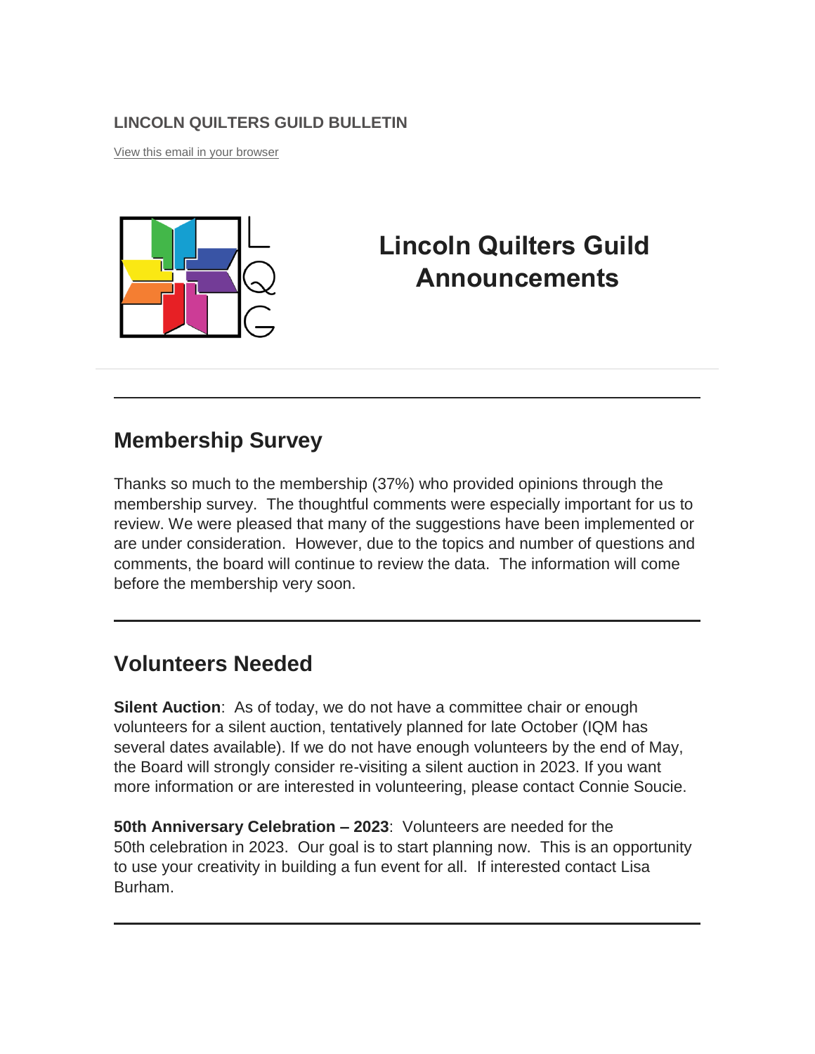**LINCOLN QUILTERS GUILD BULLETIN**

View this email in your browser

# Lincoln Quilters Guild Announcements

---

## Membership Survey

Thanks so much to the membership (37%) who provided opinions through the membership survey. The thoughtful comments were especially important for us to review. We were pleased that many of the suggestions have been implemented or are under consideration. However, due to the topics and number of questions and comments, the board will continue to review the data. The information will come before the membership very soon.

---

## Volunteers Needed

**Silent Auction**: As of today, we do not have a committee chair or enough volunteers for a silent auction, tentatively planned for late October (IQM has several dates available). If we do not have enough volunteers by the end of May, the Board will strongly consider re-visiting a silent auction in 2023. If you want more information or are interested in volunteering, please contact Connie Soucie.

**50th Anniversary Celebration – 2023**: Volunteers are needed for the 50th celebration in 2023. Our goal is to start planning now. This is an opportunity to use your creativity in building a fun event for all. If interested contact Lisa Burham.

---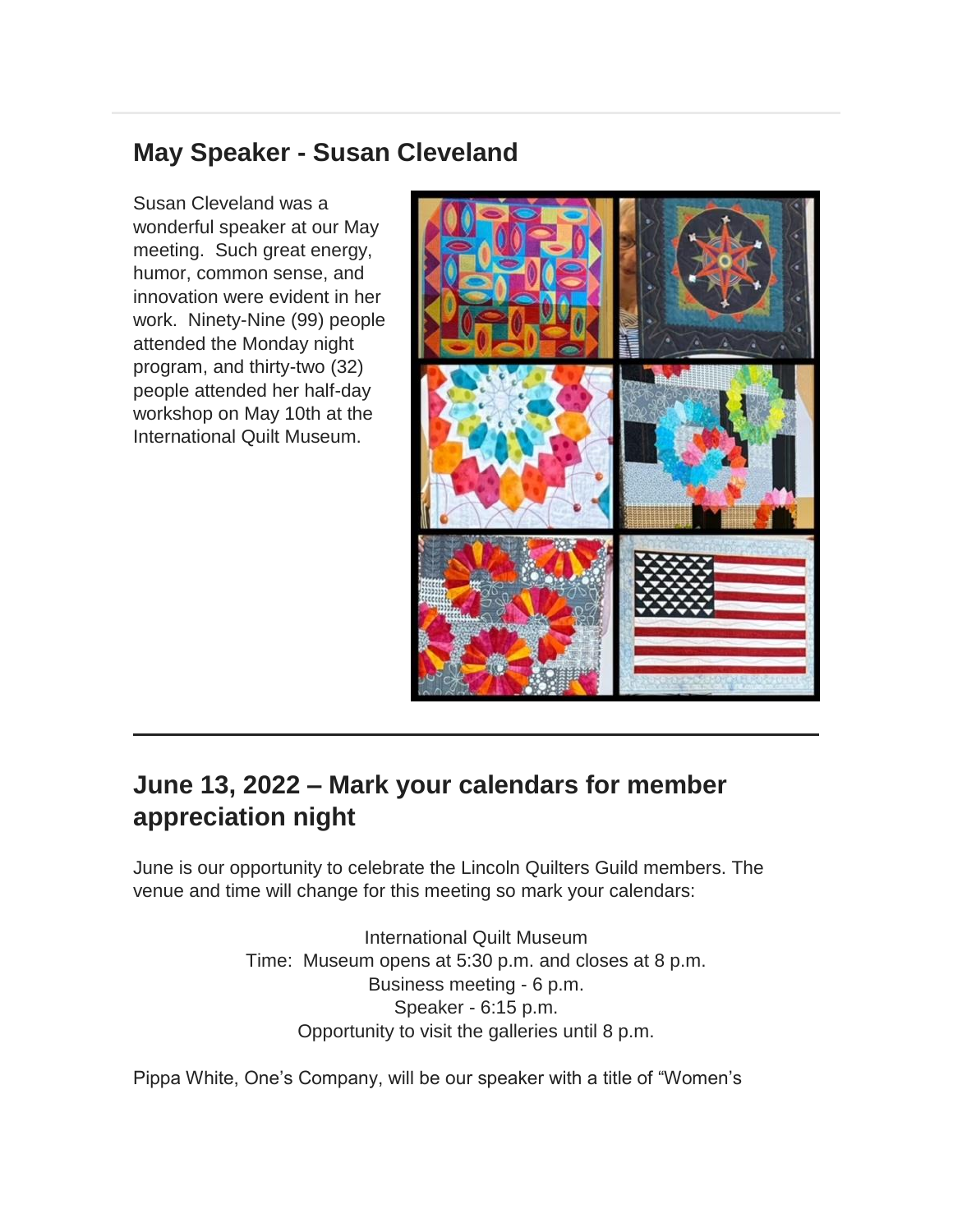## May Speaker - Susan Cleveland

Susan Cleveland was a wonderful speaker at our May meeting. Such great energy, humor, common sense, and innovation were evident in her work. Ninety-Nine (99) people attended the Monday night program, and thirty-two (32) people attended her half-day workshop on May 10th at the International Quilt Museum.

---

## June 13, 2022 – Mark your calendars for member appreciation night

June is our opportunity to celebrate the Lincoln Quilters Guild members. The venue and time will change for this meeting so mark your calendars:

International Quilt Museum
Time: Museum opens at 5:30 p.m. and closes at 8 p.m.
Business meeting - 6 p.m.
Speaker - 6:15 p.m.
Opportunity to visit the galleries until 8 p.m.

Pippa White, One's Company, will be our speaker with a title of "Women's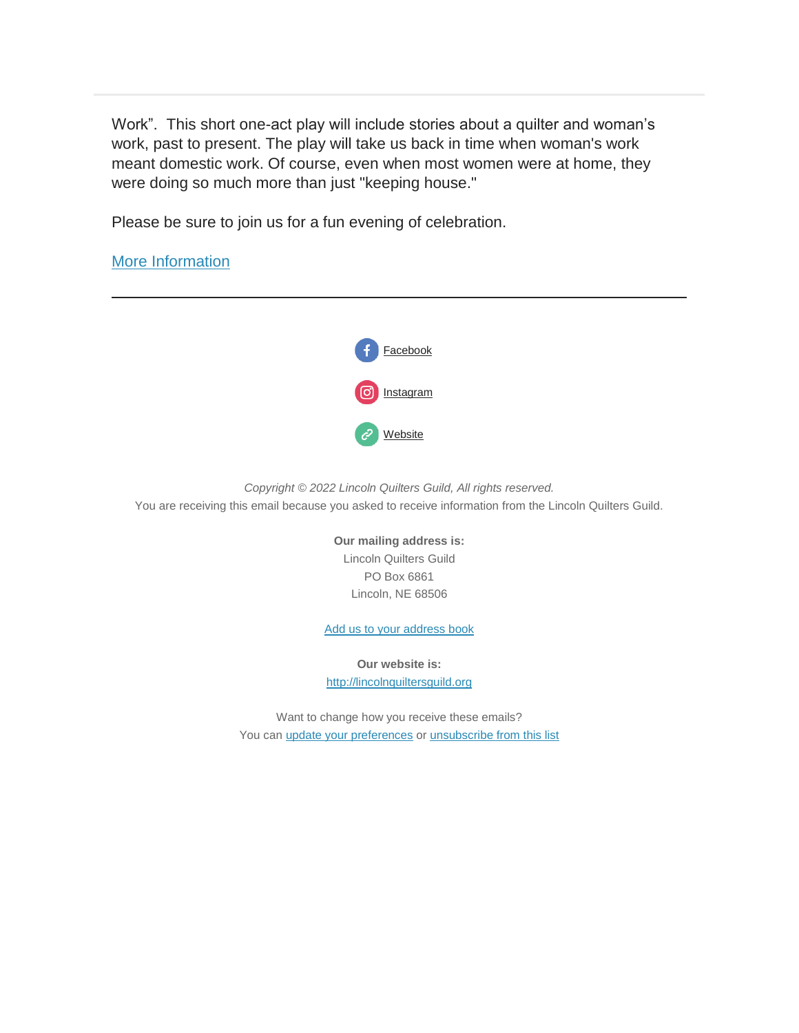Work". This short one-act play will include stories about a quilter and woman's work, past to present. The play will take us back in time when woman's work meant domestic work. Of course, even when most women were at home, they were doing so much more than just "keeping house."

Please be sure to join us for a fun evening of celebration.

More Information

---

Facebook

Instagram

Website

*Copyright © 2022 Lincoln Quilters Guild, All rights reserved.*
You are receiving this email because you asked to receive information from the Lincoln Quilters Guild.

**Our mailing address is:**
Lincoln Quilters Guild
PO Box 6861
Lincoln, NE 68506

Add us to your address book

**Our website is:**
http://lincolnquiltersguild.org

Want to change how you receive these emails?
You can update your preferences or unsubscribe from this list